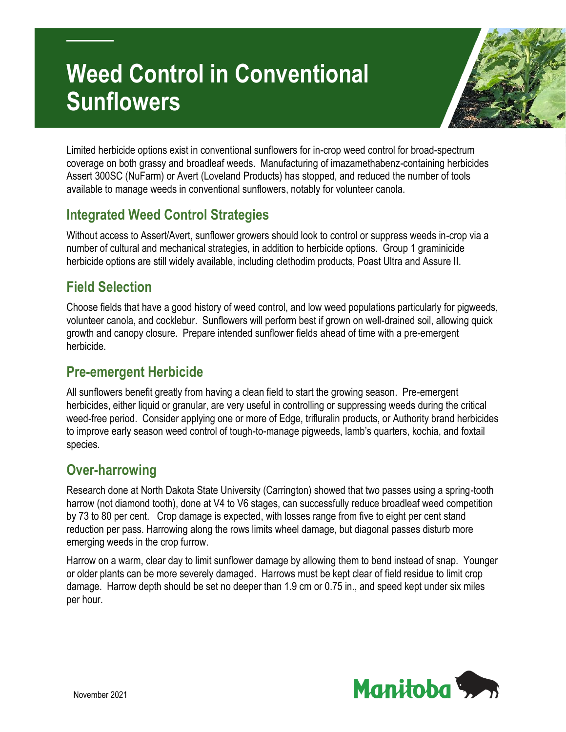# Weed Control in Conventional Sunflowers

Limited herbicide options exist in conventional sunflowers for in-crop weed control for broad-spectrum coverage on both grassy and broadleaf weeds. Manufacturing of imazamethabenz-containing herbicides Assert 300SC (NuFarm) or Avert (Loveland Products) has stopped, and reduced the number of tools available to manage weeds in conventional sunflowers, notably for volunteer canola.

## Integrated Weed Control Strategies

Without access to Assert/Avert, sunflower growers should look to control or suppress weeds in-crop via a number of cultural and mechanical strategies, in addition to herbicide options. Group 1 graminicide herbicide options are still widely available, including clethodim products, Poast Ultra and Assure II.

## Field Selection

Choose fields that have a good history of weed control, and low weed populations particularly for pigweeds, volunteer canola, and cocklebur. Sunflowers will perform best if grown on well-drained soil, allowing quick growth and canopy closure. Prepare intended sunflower fields ahead of time with a pre-emergent herbicide.

## Pre-emergent Herbicide

All sunflowers benefit greatly from having a clean field to start the growing season. Pre-emergent herbicides, either liquid or granular, are very useful in controlling or suppressing weeds during the critical weed-free period. Consider applying one or more of Edge, trifluralin products, or Authority brand herbicides to improve early season weed control of tough-to-manage pigweeds, lamb's quarters, kochia, and foxtail species.

## Over-harrowing

Research done at North Dakota State University (Carrington) showed that two passes using a spring-tooth harrow (not diamond tooth), done at V4 to V6 stages, can successfully reduce broadleaf weed competition by 73 to 80 per cent. Crop damage is expected, with losses range from five to eight per cent stand reduction per pass. Harrowing along the rows limits wheel damage, but diagonal passes disturb more emerging weeds in the crop furrow.

Harrow on a warm, clear day to limit sunflower damage by allowing them to bend instead of snap. Younger or older plants can be more severely damaged. Harrows must be kept clear of field residue to limit crop damage. Harrow depth should be set no deeper than 1.9 cm or 0.75 in., and speed kept under six miles per hour.

November 2021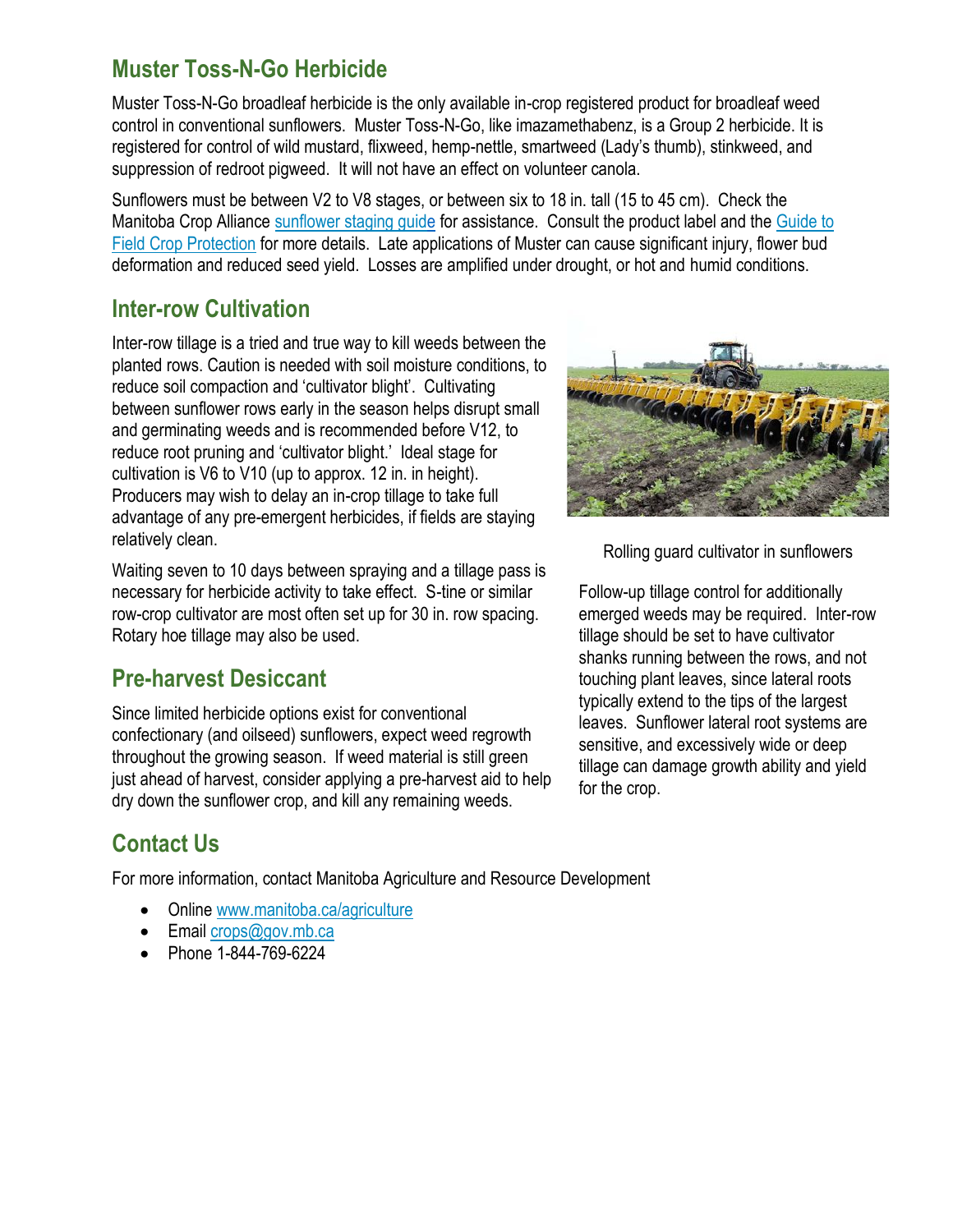## Muster Toss-N-Go Herbicide

Muster Toss-N-Go broadleaf herbicide is the only available in-crop registered product for broadleaf weed control in conventional sunflowers. Muster Toss-N-Go, like imazamethabenz, is a Group 2 herbicide. It is registered for control of wild mustard, flixweed, hemp-nettle, smartweed (Lady's thumb), stinkweed, and suppression of redroot pigweed. It will not have an effect on volunteer canola.

Sunflowers must be between V2 to V8 stages, or between six to 18 in. tall (15 to 45 cm). Check the Manitoba Crop Alliance sunflower staging guide for assistance. Consult the product label and the Guide to Field Crop Protection for more details. Late applications of Muster can cause significant injury, flower bud deformation and reduced seed yield. Losses are amplified under drought, or hot and humid conditions.

## Inter-row Cultivation

Inter-row tillage is a tried and true way to kill weeds between the planted rows. Caution is needed with soil moisture conditions, to reduce soil compaction and 'cultivator blight'. Cultivating between sunflower rows early in the season helps disrupt small and germinating weeds and is recommended before V12, to reduce root pruning and 'cultivator blight.' Ideal stage for cultivation is V6 to V10 (up to approx. 12 in. in height). Producers may wish to delay an in-crop tillage to take full advantage of any pre-emergent herbicides, if fields are staying relatively clean.

Waiting seven to 10 days between spraying and a tillage pass is necessary for herbicide activity to take effect. S-tine or similar row-crop cultivator are most often set up for 30 in. row spacing. Rotary hoe tillage may also be used.

Rolling guard cultivator in sunflowers

Follow-up tillage control for additionally emerged weeds may be required. Inter-row tillage should be set to have cultivator shanks running between the rows, and not touching plant leaves, since lateral roots typically extend to the tips of the largest leaves. Sunflower lateral root systems are sensitive, and excessively wide or deep tillage can damage growth ability and yield for the crop.

## Pre-harvest Desiccant

Since limited herbicide options exist for conventional confectionary (and oilseed) sunflowers, expect weed regrowth throughout the growing season. If weed material is still green just ahead of harvest, consider applying a pre-harvest aid to help dry down the sunflower crop, and kill any remaining weeds.

## Contact Us

For more information, contact Manitoba Agriculture and Resource Development

- Online www.manitoba.ca/agriculture
- Email crops@gov.mb.ca
- Phone 1-844-769-6224